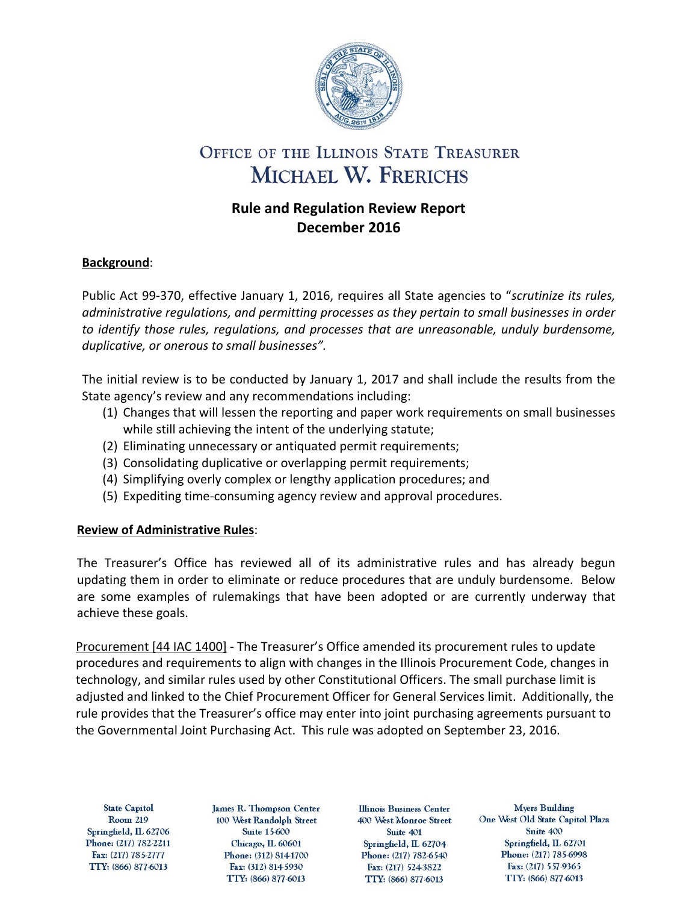# OFFICE OF THE ILLINOIS STATE TREASURER
# MICHAEL W. FRERICHS

## Rule and Regulation Review Report
## December 2016

**Background**:

Public Act 99-370, effective January 1, 2016, requires all State agencies to "*scrutinize its rules, administrative regulations, and permitting processes as they pertain to small businesses in order to identify those rules, regulations, and processes that are unreasonable, unduly burdensome, duplicative, or onerous to small businesses".*

The initial review is to be conducted by January 1, 2017 and shall include the results from the State agency's review and any recommendations including:

(1) Changes that will lessen the reporting and paper work requirements on small businesses while still achieving the intent of the underlying statute;
(2) Eliminating unnecessary or antiquated permit requirements;
(3) Consolidating duplicative or overlapping permit requirements;
(4) Simplifying overly complex or lengthy application procedures; and
(5) Expediting time-consuming agency review and approval procedures.

**Review of Administrative Rules**:

The Treasurer's Office has reviewed all of its administrative rules and has already begun updating them in order to eliminate or reduce procedures that are unduly burdensome. Below are some examples of rulemakings that have been adopted or are currently underway that achieve these goals.

Procurement [44 IAC 1400] - The Treasurer's Office amended its procurement rules to update procedures and requirements to align with changes in the Illinois Procurement Code, changes in technology, and similar rules used by other Constitutional Officers. The small purchase limit is adjusted and linked to the Chief Procurement Officer for General Services limit. Additionally, the rule provides that the Treasurer's office may enter into joint purchasing agreements pursuant to the Governmental Joint Purchasing Act. This rule was adopted on September 23, 2016.

State Capitol
Room 219
Springfield, IL 62706
Phone: (217) 782-2211
Fax: (217) 785-2777
TTY: (866) 877-6013

James R. Thompson Center
100 West Randolph Street
Suite 15-600
Chicago, IL 60601
Phone: (312) 814-1700
Fax: (312) 814-5930
TTY: (866) 877-6013

Illinois Business Center
400 West Monroe Street
Suite 401
Springfield, IL 62704
Phone: (217) 782-6540
Fax: (217) 524-3822
TTY: (866) 877-6013

Myers Building
One West Old State Capitol Plaza
Suite 400
Springfield, IL 62701
Phone: (217) 785-6998
Fax: (217) 557-9365
TTY: (866) 877-6013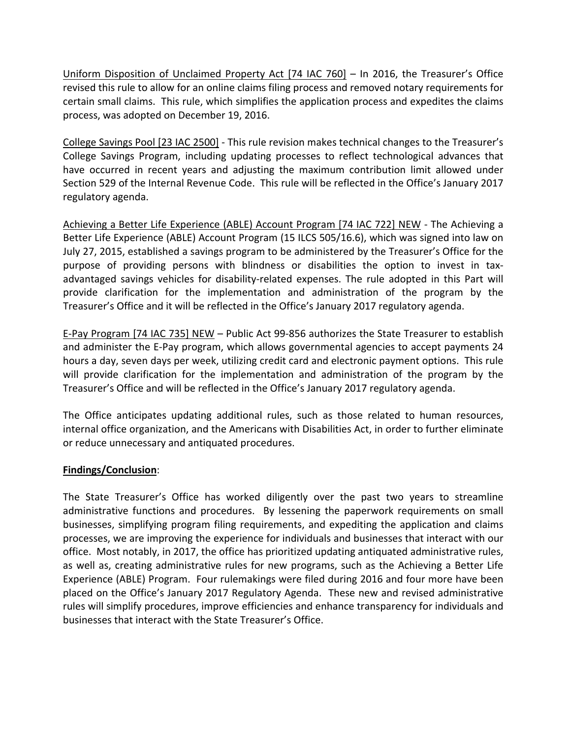Uniform Disposition of Unclaimed Property Act [74 IAC 760] – In 2016, the Treasurer's Office revised this rule to allow for an online claims filing process and removed notary requirements for certain small claims. This rule, which simplifies the application process and expedites the claims process, was adopted on December 19, 2016.

College Savings Pool [23 IAC 2500] - This rule revision makes technical changes to the Treasurer's College Savings Program, including updating processes to reflect technological advances that have occurred in recent years and adjusting the maximum contribution limit allowed under Section 529 of the Internal Revenue Code. This rule will be reflected in the Office's January 2017 regulatory agenda.

Achieving a Better Life Experience (ABLE) Account Program [74 IAC 722] NEW - The Achieving a Better Life Experience (ABLE) Account Program (15 ILCS 505/16.6), which was signed into law on July 27, 2015, established a savings program to be administered by the Treasurer's Office for the purpose of providing persons with blindness or disabilities the option to invest in tax-advantaged savings vehicles for disability-related expenses. The rule adopted in this Part will provide clarification for the implementation and administration of the program by the Treasurer's Office and it will be reflected in the Office's January 2017 regulatory agenda.

E-Pay Program [74 IAC 735] NEW – Public Act 99-856 authorizes the State Treasurer to establish and administer the E-Pay program, which allows governmental agencies to accept payments 24 hours a day, seven days per week, utilizing credit card and electronic payment options. This rule will provide clarification for the implementation and administration of the program by the Treasurer's Office and will be reflected in the Office's January 2017 regulatory agenda.

The Office anticipates updating additional rules, such as those related to human resources, internal office organization, and the Americans with Disabilities Act, in order to further eliminate or reduce unnecessary and antiquated procedures.

**Findings/Conclusion**:

The State Treasurer's Office has worked diligently over the past two years to streamline administrative functions and procedures. By lessening the paperwork requirements on small businesses, simplifying program filing requirements, and expediting the application and claims processes, we are improving the experience for individuals and businesses that interact with our office. Most notably, in 2017, the office has prioritized updating antiquated administrative rules, as well as, creating administrative rules for new programs, such as the Achieving a Better Life Experience (ABLE) Program. Four rulemakings were filed during 2016 and four more have been placed on the Office's January 2017 Regulatory Agenda. These new and revised administrative rules will simplify procedures, improve efficiencies and enhance transparency for individuals and businesses that interact with the State Treasurer's Office.